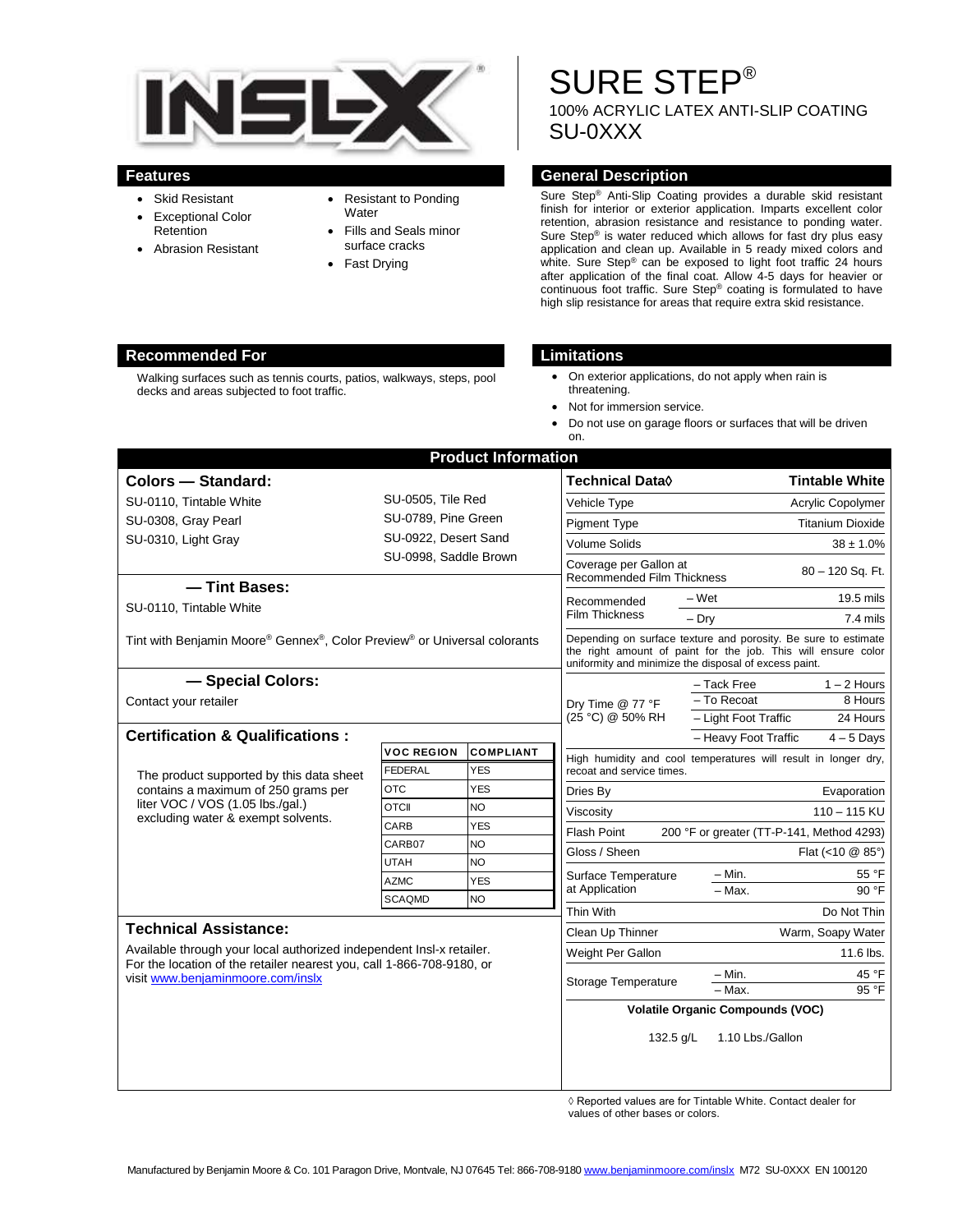# SURE STEP®

100% ACRYLIC LATEX ANTI-SLIP COATING

SU-0XXX

## Features

- Skid Resistant
- Exceptional Color Retention
- Abrasion Resistant
- Resistant to Ponding Water
- Fills and Seals minor surface cracks
- Fast Drying

## General Description

Sure Step® Anti-Slip Coating provides a durable skid resistant finish for interior or exterior application. Imparts excellent color retention, abrasion resistance and resistance to ponding water. Sure Step® is water reduced which allows for fast dry plus easy application and clean up. Available in 5 ready mixed colors and white. Sure Step® can be exposed to light foot traffic 24 hours after application of the final coat. Allow 4-5 days for heavier or continuous foot traffic. Sure Step® coating is formulated to have high slip resistance for areas that require extra skid resistance.

## Recommended For

Walking surfaces such as tennis courts, patios, walkways, steps, pool decks and areas subjected to foot traffic.

## Limitations

- On exterior applications, do not apply when rain is threatening.
- Not for immersion service.
- Do not use on garage floors or surfaces that will be driven on.

## Product Information

### Colors — Standard:

SU-0110, Tintable White
SU-0308, Gray Pearl
SU-0310, Light Gray
SU-0505, Tile Red
SU-0789, Pine Green
SU-0922, Desert Sand
SU-0998, Saddle Brown

### — Tint Bases:

SU-0110, Tintable White

Tint with Benjamin Moore® Gennex®, Color Preview® or Universal colorants

### — Special Colors:

Contact your retailer

### Certification & Qualifications :

The product supported by this data sheet contains a maximum of 250 grams per liter VOC / VOS (1.05 lbs./gal.) excluding water & exempt solvents.

| VOC REGION | COMPLIANT |
|---|---|
| FEDERAL | YES |
| OTC | YES |
| OTCII | NO |
| CARB | YES |
| CARB07 | NO |
| UTAH | NO |
| AZMC | YES |
| SCAQMD | NO |

### Technical Assistance:

Available through your local authorized independent Insl-x retailer. For the location of the retailer nearest you, call 1-866-708-9180, or visit www.benjaminmoore.com/inslx

| Technical Data◊ | | Tintable White |
|---|---|---|
| Vehicle Type | | Acrylic Copolymer |
| Pigment Type | | Titanium Dioxide |
| Volume Solids | | 38 ± 1.0% |
| Coverage per Gallon at Recommended Film Thickness | | 80 – 120 Sq. Ft. |
| Recommended Film Thickness | – Wet | 19.5 mils |
| | – Dry | 7.4 mils |
| Depending on surface texture and porosity. Be sure to estimate the right amount of paint for the job. This will ensure color uniformity and minimize the disposal of excess paint. | | |
| Dry Time @ 77 °F (25 °C) @ 50% RH | – Tack Free | 1 – 2 Hours |
| | – To Recoat | 8 Hours |
| | – Light Foot Traffic | 24 Hours |
| | – Heavy Foot Traffic | 4 – 5 Days |
| High humidity and cool temperatures will result in longer dry, recoat and service times. | | |
| Dries By | | Evaporation |
| Viscosity | | 110 – 115 KU |
| Flash Point | | 200 °F or greater (TT-P-141, Method 4293) |
| Gloss / Sheen | | Flat (<10 @ 85°) |
| Surface Temperature at Application | – Min. | 55 °F |
| | – Max. | 90 °F |
| Thin With | | Do Not Thin |
| Clean Up Thinner | | Warm, Soapy Water |
| Weight Per Gallon | | 11.6 lbs. |
| Storage Temperature | – Min. | 45 °F |
| | – Max. | 95 °F |

**Volatile Organic Compounds (VOC)**

132.5 g/L 1.10 Lbs./Gallon

◊ Reported values are for Tintable White. Contact dealer for values of other bases or colors.

Manufactured by Benjamin Moore & Co. 101 Paragon Drive, Montvale, NJ 07645 Tel: 866-708-9180 www.benjaminmoore.com/inslx M72 SU-0XXX EN 100120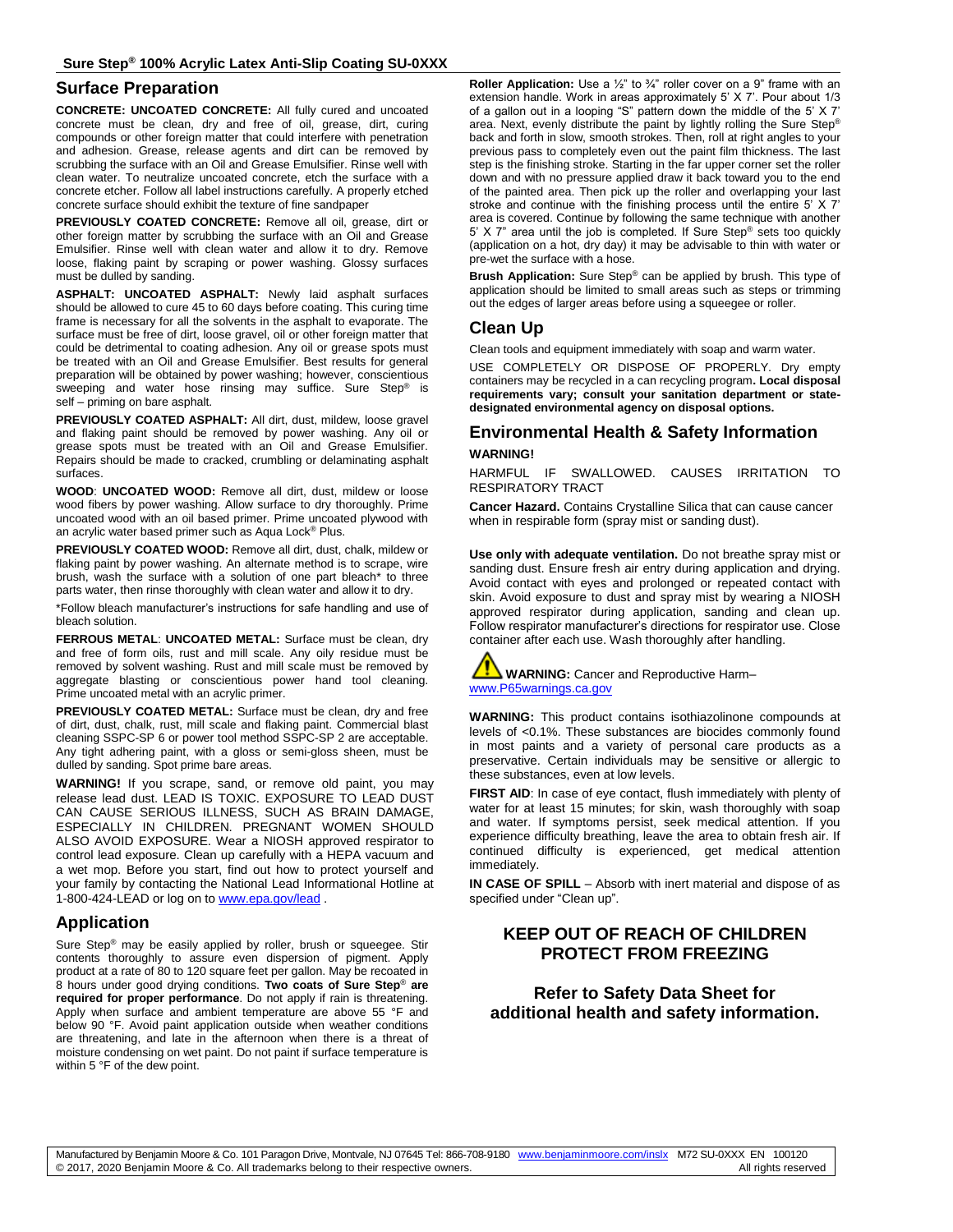## Surface Preparation

**CONCRETE: UNCOATED CONCRETE:** All fully cured and uncoated concrete must be clean, dry and free of oil, grease, dirt, curing compounds or other foreign matter that could interfere with penetration and adhesion. Grease, release agents and dirt can be removed by scrubbing the surface with an Oil and Grease Emulsifier. Rinse well with clean water. To neutralize uncoated concrete, etch the surface with a concrete etcher. Follow all label instructions carefully. A properly etched concrete surface should exhibit the texture of fine sandpaper

**PREVIOUSLY COATED CONCRETE:** Remove all oil, grease, dirt or other foreign matter by scrubbing the surface with an Oil and Grease Emulsifier. Rinse well with clean water and allow it to dry. Remove loose, flaking paint by scraping or power washing. Glossy surfaces must be dulled by sanding.

**ASPHALT: UNCOATED ASPHALT:** Newly laid asphalt surfaces should be allowed to cure 45 to 60 days before coating. This curing time frame is necessary for all the solvents in the asphalt to evaporate. The surface must be free of dirt, loose gravel, oil or other foreign matter that could be detrimental to coating adhesion. Any oil or grease spots must be treated with an Oil and Grease Emulsifier. Best results for general preparation will be obtained by power washing; however, conscientious sweeping and water hose rinsing may suffice. Sure Step® is self – priming on bare asphalt.

**PREVIOUSLY COATED ASPHALT:** All dirt, dust, mildew, loose gravel and flaking paint should be removed by power washing. Any oil or grease spots must be treated with an Oil and Grease Emulsifier. Repairs should be made to cracked, crumbling or delaminating asphalt surfaces.

**WOOD**: **UNCOATED WOOD:** Remove all dirt, dust, mildew or loose wood fibers by power washing. Allow surface to dry thoroughly. Prime uncoated wood with an oil based primer. Prime uncoated plywood with an acrylic water based primer such as Aqua Lock® Plus.

**PREVIOUSLY COATED WOOD:** Remove all dirt, dust, chalk, mildew or flaking paint by power washing. An alternate method is to scrape, wire brush, wash the surface with a solution of one part bleach* to three parts water, then rinse thoroughly with clean water and allow it to dry.

*Follow bleach manufacturer's instructions for safe handling and use of bleach solution.

**FERROUS METAL**: **UNCOATED METAL:** Surface must be clean, dry and free of form oils, rust and mill scale. Any oily residue must be removed by solvent washing. Rust and mill scale must be removed by aggregate blasting or conscientious power hand tool cleaning. Prime uncoated metal with an acrylic primer.

**PREVIOUSLY COATED METAL:** Surface must be clean, dry and free of dirt, dust, chalk, rust, mill scale and flaking paint. Commercial blast cleaning SSPC-SP 6 or power tool method SSPC-SP 2 are acceptable. Any tight adhering paint, with a gloss or semi-gloss sheen, must be dulled by sanding. Spot prime bare areas.

**WARNING!** If you scrape, sand, or remove old paint, you may release lead dust. LEAD IS TOXIC. EXPOSURE TO LEAD DUST CAN CAUSE SERIOUS ILLNESS, SUCH AS BRAIN DAMAGE, ESPECIALLY IN CHILDREN. PREGNANT WOMEN SHOULD ALSO AVOID EXPOSURE. Wear a NIOSH approved respirator to control lead exposure. Clean up carefully with a HEPA vacuum and a wet mop. Before you start, find out how to protect yourself and your family by contacting the National Lead Informational Hotline at 1-800-424-LEAD or log on to www.epa.gov/lead .

## Application

Sure Step® may be easily applied by roller, brush or squeegee. Stir contents thoroughly to assure even dispersion of pigment. Apply product at a rate of 80 to 120 square feet per gallon. May be recoated in 8 hours under good drying conditions. **Two coats of Sure Step® are required for proper performance**. Do not apply if rain is threatening. Apply when surface and ambient temperature are above 55 °F and below 90 °F. Avoid paint application outside when weather conditions are threatening, and late in the afternoon when there is a threat of moisture condensing on wet paint. Do not paint if surface temperature is within 5 °F of the dew point.

**Roller Application:** Use a ½" to ¾" roller cover on a 9" frame with an extension handle. Work in areas approximately 5' X 7'. Pour about 1/3 of a gallon out in a looping "S" pattern down the middle of the 5' X 7' area. Next, evenly distribute the paint by lightly rolling the Sure Step® back and forth in slow, smooth strokes. Then, roll at right angles to your previous pass to completely even out the paint film thickness. The last step is the finishing stroke. Starting in the far upper corner set the roller down and with no pressure applied draw it back toward you to the end of the painted area. Then pick up the roller and overlapping your last stroke and continue with the finishing process until the entire 5' X 7' area is covered. Continue by following the same technique with another 5' X 7" area until the job is completed. If Sure Step® sets too quickly (application on a hot, dry day) it may be advisable to thin with water or pre-wet the surface with a hose.

**Brush Application:** Sure Step® can be applied by brush. This type of application should be limited to small areas such as steps or trimming out the edges of larger areas before using a squeegee or roller.

## Clean Up

Clean tools and equipment immediately with soap and warm water.

USE COMPLETELY OR DISPOSE OF PROPERLY. Dry empty containers may be recycled in a can recycling program**. Local disposal requirements vary; consult your sanitation department or state-designated environmental agency on disposal options.**

## Environmental Health & Safety Information

**WARNING!**

HARMFUL IF SWALLOWED. CAUSES IRRITATION TO RESPIRATORY TRACT

**Cancer Hazard.** Contains Crystalline Silica that can cause cancer when in respirable form (spray mist or sanding dust).

**Use only with adequate ventilation.** Do not breathe spray mist or sanding dust. Ensure fresh air entry during application and drying. Avoid contact with eyes and prolonged or repeated contact with skin. Avoid exposure to dust and spray mist by wearing a NIOSH approved respirator during application, sanding and clean up. Follow respirator manufacturer's directions for respirator use. Close container after each use. Wash thoroughly after handling.

**WARNING:** Cancer and Reproductive Harm– www.P65warnings.ca.gov

**WARNING:** This product contains isothiazolinone compounds at levels of <0.1%. These substances are biocides commonly found in most paints and a variety of personal care products as a preservative. Certain individuals may be sensitive or allergic to these substances, even at low levels.

**FIRST AID**: In case of eye contact, flush immediately with plenty of water for at least 15 minutes; for skin, wash thoroughly with soap and water. If symptoms persist, seek medical attention. If you experience difficulty breathing, leave the area to obtain fresh air. If continued difficulty is experienced, get medical attention immediately.

**IN CASE OF SPILL** – Absorb with inert material and dispose of as specified under "Clean up".

**KEEP OUT OF REACH OF CHILDREN**
**PROTECT FROM FREEZING**

**Refer to Safety Data Sheet for additional health and safety information.**

Manufactured by Benjamin Moore & Co. 101 Paragon Drive, Montvale, NJ 07645 Tel: 866-708-9180 www.benjaminmoore.com/inslx M72 SU-0XXX EN 100120
© 2017, 2020 Benjamin Moore & Co. All trademarks belong to their respective owners. All rights reserved